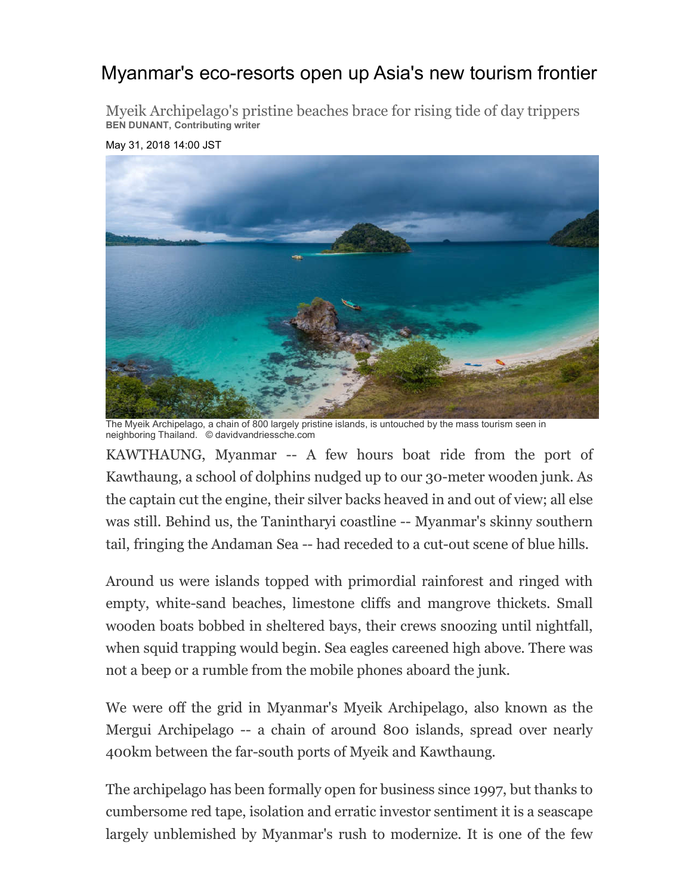# Myanmar's eco-resorts open up Asia's new tourism frontier

Myeik Archipelago's pristine beaches brace for rising tide of day trippers

**BEN DUNANT, Contributing writer**

May 31, 2018 14:00 JST

The Myeik Archipelago, a chain of 800 largely pristine islands, is untouched by the mass tourism seen in neighboring Thailand. © davidvandriessche.com

KAWTHAUNG, Myanmar -- A few hours boat ride from the port of Kawthaung, a school of dolphins nudged up to our 30-meter wooden junk. As the captain cut the engine, their silver backs heaved in and out of view; all else was still. Behind us, the Tanintharyi coastline -- Myanmar's skinny southern tail, fringing the Andaman Sea -- had receded to a cut-out scene of blue hills.

Around us were islands topped with primordial rainforest and ringed with empty, white-sand beaches, limestone cliffs and mangrove thickets. Small wooden boats bobbed in sheltered bays, their crews snoozing until nightfall, when squid trapping would begin. Sea eagles careened high above. There was not a beep or a rumble from the mobile phones aboard the junk.

We were off the grid in Myanmar's Myeik Archipelago, also known as the Mergui Archipelago -- a chain of around 800 islands, spread over nearly 400km between the far-south ports of Myeik and Kawthaung.

The archipelago has been formally open for business since 1997, but thanks to cumbersome red tape, isolation and erratic investor sentiment it is a seascape largely unblemished by Myanmar's rush to modernize. It is one of the few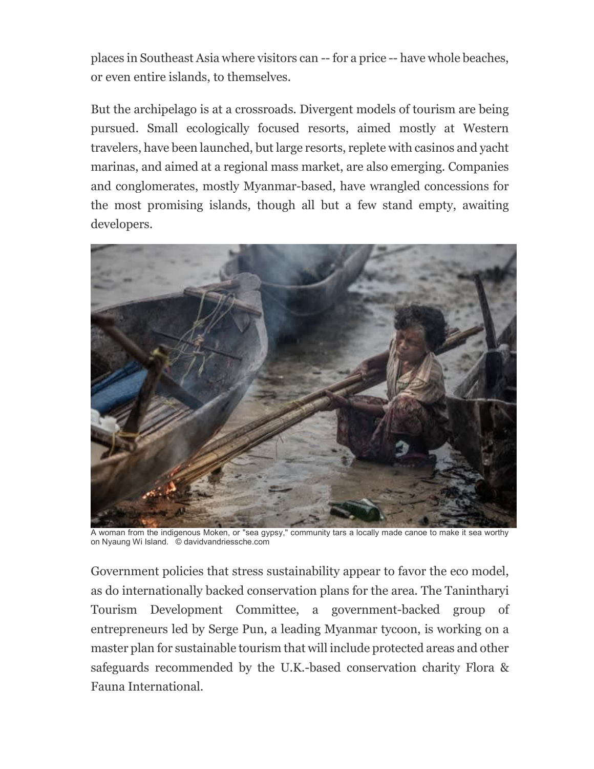places in Southeast Asia where visitors can -- for a price -- have whole beaches, or even entire islands, to themselves.

But the archipelago is at a crossroads. Divergent models of tourism are being pursued. Small ecologically focused resorts, aimed mostly at Western travelers, have been launched, but large resorts, replete with casinos and yacht marinas, and aimed at a regional mass market, are also emerging. Companies and conglomerates, mostly Myanmar-based, have wrangled concessions for the most promising islands, though all but a few stand empty, awaiting developers.

A woman from the indigenous Moken, or "sea gypsy," community tars a locally made canoe to make it sea worthy on Nyaung Wi Island. © davidvandriessche.com

Government policies that stress sustainability appear to favor the eco model, as do internationally backed conservation plans for the area. The Tanintharyi Tourism Development Committee, a government-backed group of entrepreneurs led by Serge Pun, a leading Myanmar tycoon, is working on a master plan for sustainable tourism that will include protected areas and other safeguards recommended by the U.K.-based conservation charity Flora & Fauna International.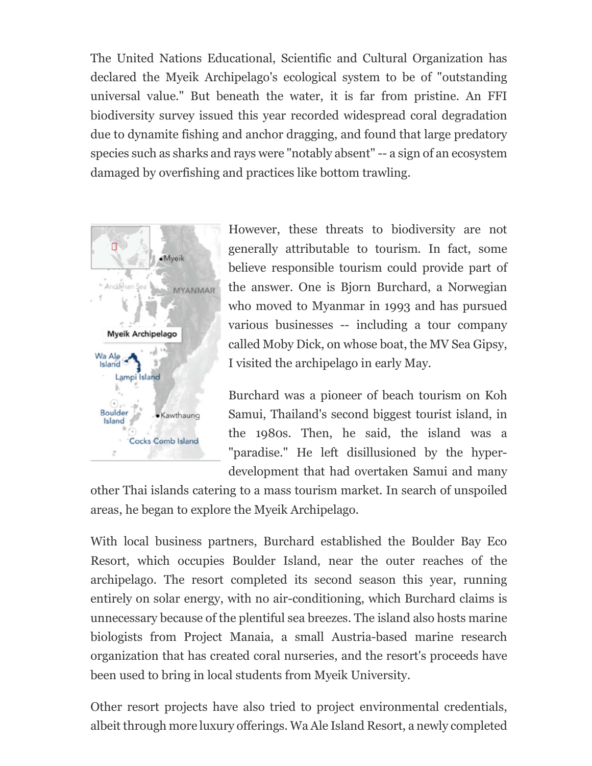The United Nations Educational, Scientific and Cultural Organization has declared the Myeik Archipelago's ecological system to be of "outstanding universal value." But beneath the water, it is far from pristine. An FFI biodiversity survey issued this year recorded widespread coral degradation due to dynamite fishing and anchor dragging, and found that large predatory species such as sharks and rays were "notably absent" -- a sign of an ecosystem damaged by overfishing and practices like bottom trawling.

However, these threats to biodiversity are not generally attributable to tourism. In fact, some believe responsible tourism could provide part of the answer. One is Bjorn Burchard, a Norwegian who moved to Myanmar in 1993 and has pursued various businesses -- including a tour company called Moby Dick, on whose boat, the MV Sea Gipsy, I visited the archipelago in early May.

Burchard was a pioneer of beach tourism on Koh Samui, Thailand's second biggest tourist island, in the 1980s. Then, he said, the island was a "paradise." He left disillusioned by the hyper-development that had overtaken Samui and many other Thai islands catering to a mass tourism market. In search of unspoiled areas, he began to explore the Myeik Archipelago.

With local business partners, Burchard established the Boulder Bay Eco Resort, which occupies Boulder Island, near the outer reaches of the archipelago. The resort completed its second season this year, running entirely on solar energy, with no air-conditioning, which Burchard claims is unnecessary because of the plentiful sea breezes. The island also hosts marine biologists from Project Manaia, a small Austria-based marine research organization that has created coral nurseries, and the resort's proceeds have been used to bring in local students from Myeik University.

Other resort projects have also tried to project environmental credentials, albeit through more luxury offerings. Wa Ale Island Resort, a newly completed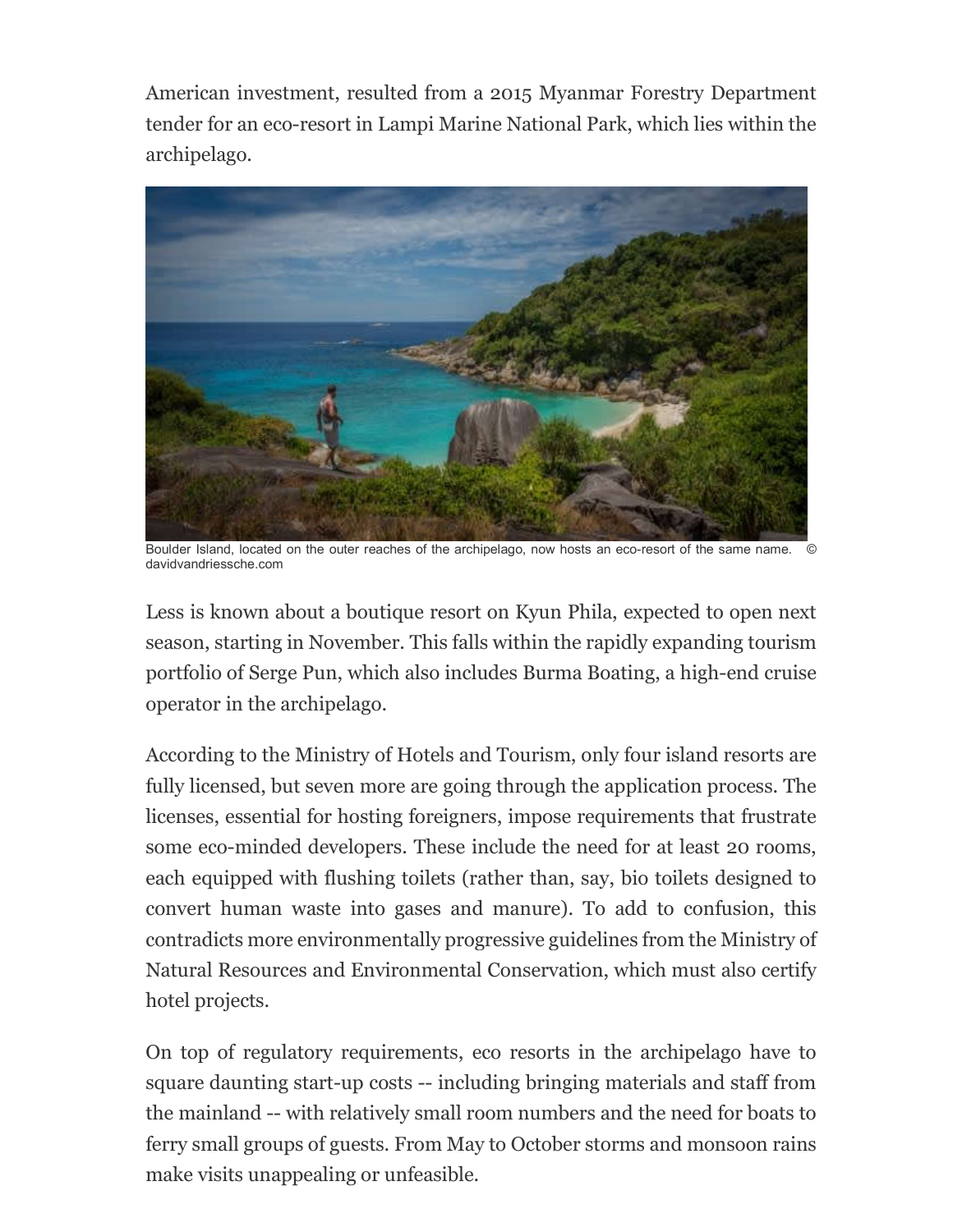American investment, resulted from a 2015 Myanmar Forestry Department tender for an eco-resort in Lampi Marine National Park, which lies within the archipelago.

Boulder Island, located on the outer reaches of the archipelago, now hosts an eco-resort of the same name. © davidvandriessche.com

Less is known about a boutique resort on Kyun Phila, expected to open next season, starting in November. This falls within the rapidly expanding tourism portfolio of Serge Pun, which also includes Burma Boating, a high-end cruise operator in the archipelago.

According to the Ministry of Hotels and Tourism, only four island resorts are fully licensed, but seven more are going through the application process. The licenses, essential for hosting foreigners, impose requirements that frustrate some eco-minded developers. These include the need for at least 20 rooms, each equipped with flushing toilets (rather than, say, bio toilets designed to convert human waste into gases and manure). To add to confusion, this contradicts more environmentally progressive guidelines from the Ministry of Natural Resources and Environmental Conservation, which must also certify hotel projects.

On top of regulatory requirements, eco resorts in the archipelago have to square daunting start-up costs -- including bringing materials and staff from the mainland -- with relatively small room numbers and the need for boats to ferry small groups of guests. From May to October storms and monsoon rains make visits unappealing or unfeasible.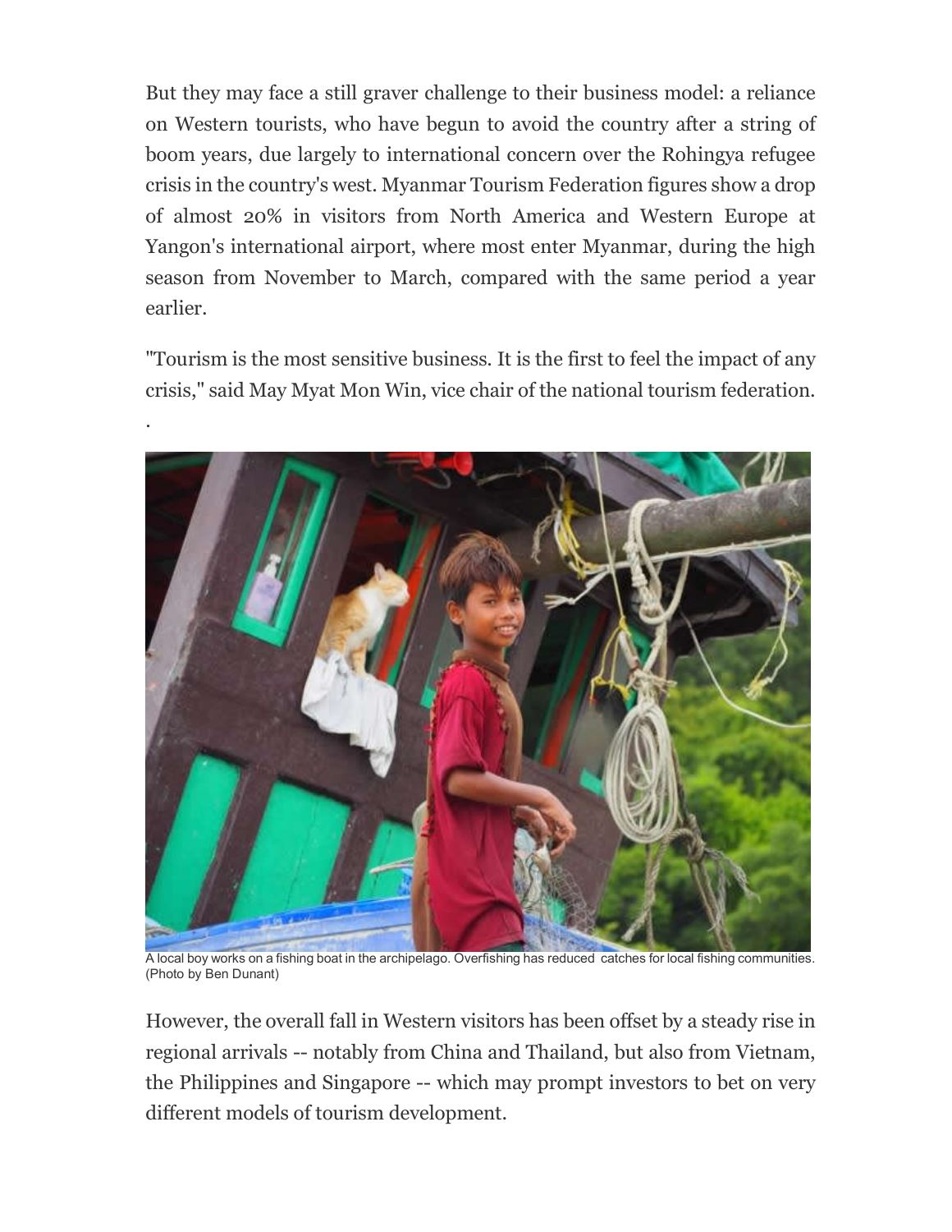But they may face a still graver challenge to their business model: a reliance on Western tourists, who have begun to avoid the country after a string of boom years, due largely to international concern over the Rohingya refugee crisis in the country's west. Myanmar Tourism Federation figures show a drop of almost 20% in visitors from North America and Western Europe at Yangon's international airport, where most enter Myanmar, during the high season from November to March, compared with the same period a year earlier.

"Tourism is the most sensitive business. It is the first to feel the impact of any crisis," said May Myat Mon Win, vice chair of the national tourism federation.

.

A local boy works on a fishing boat in the archipelago. Overfishing has reduced catches for local fishing communities. (Photo by Ben Dunant)

However, the overall fall in Western visitors has been offset by a steady rise in regional arrivals -- notably from China and Thailand, but also from Vietnam, the Philippines and Singapore -- which may prompt investors to bet on very different models of tourism development.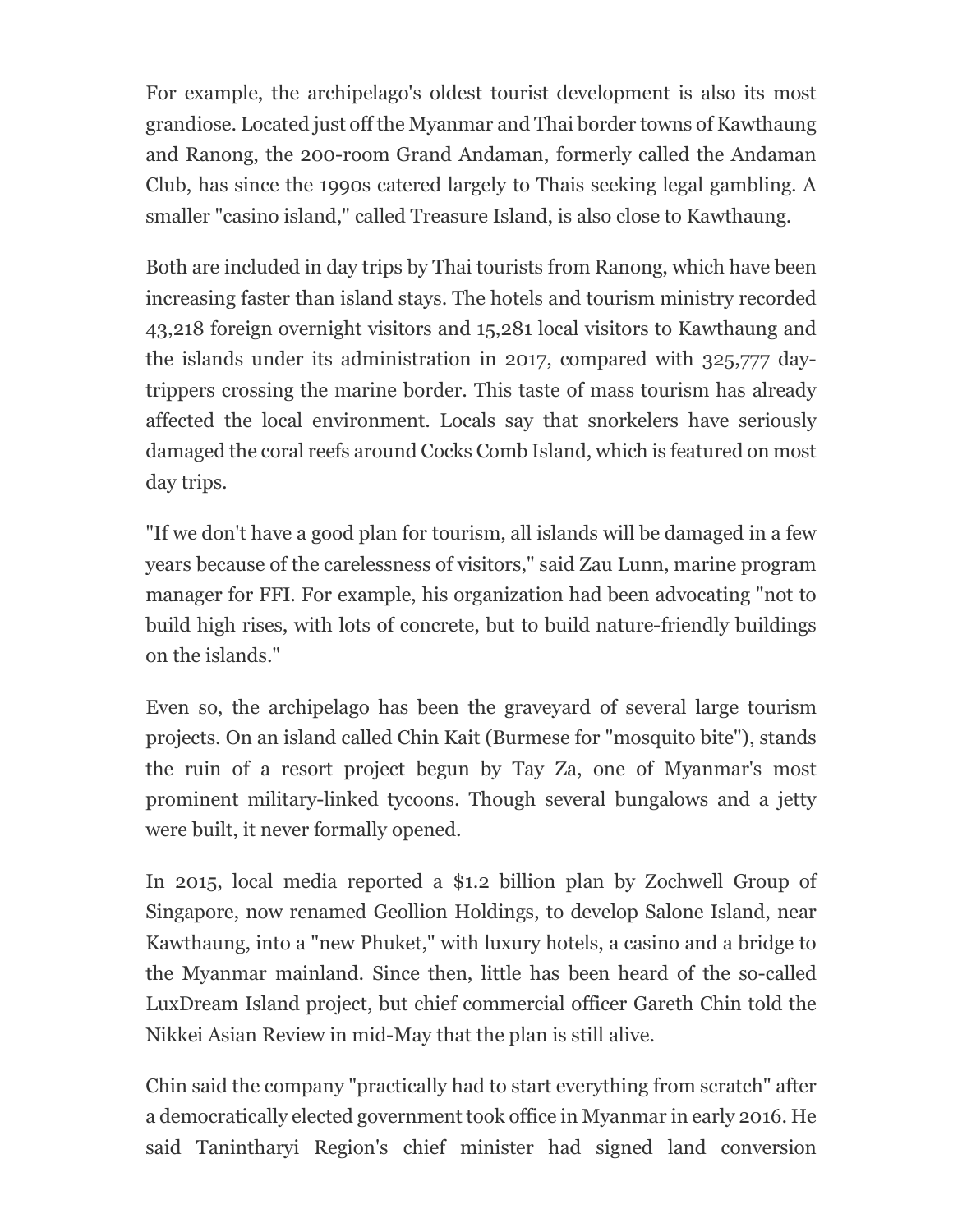For example, the archipelago's oldest tourist development is also its most grandiose. Located just off the Myanmar and Thai border towns of Kawthaung and Ranong, the 200-room Grand Andaman, formerly called the Andaman Club, has since the 1990s catered largely to Thais seeking legal gambling. A smaller "casino island," called Treasure Island, is also close to Kawthaung.

Both are included in day trips by Thai tourists from Ranong, which have been increasing faster than island stays. The hotels and tourism ministry recorded 43,218 foreign overnight visitors and 15,281 local visitors to Kawthaung and the islands under its administration in 2017, compared with 325,777 day-trippers crossing the marine border. This taste of mass tourism has already affected the local environment. Locals say that snorkelers have seriously damaged the coral reefs around Cocks Comb Island, which is featured on most day trips.

"If we don't have a good plan for tourism, all islands will be damaged in a few years because of the carelessness of visitors," said Zau Lunn, marine program manager for FFI. For example, his organization had been advocating "not to build high rises, with lots of concrete, but to build nature-friendly buildings on the islands."

Even so, the archipelago has been the graveyard of several large tourism projects. On an island called Chin Kait (Burmese for "mosquito bite"), stands the ruin of a resort project begun by Tay Za, one of Myanmar's most prominent military-linked tycoons. Though several bungalows and a jetty were built, it never formally opened.

In 2015, local media reported a $1.2 billion plan by Zochwell Group of Singapore, now renamed Geollion Holdings, to develop Salone Island, near Kawthaung, into a "new Phuket," with luxury hotels, a casino and a bridge to the Myanmar mainland. Since then, little has been heard of the so-called LuxDream Island project, but chief commercial officer Gareth Chin told the Nikkei Asian Review in mid-May that the plan is still alive.

Chin said the company "practically had to start everything from scratch" after a democratically elected government took office in Myanmar in early 2016. He said Tanintharyi Region's chief minister had signed land conversion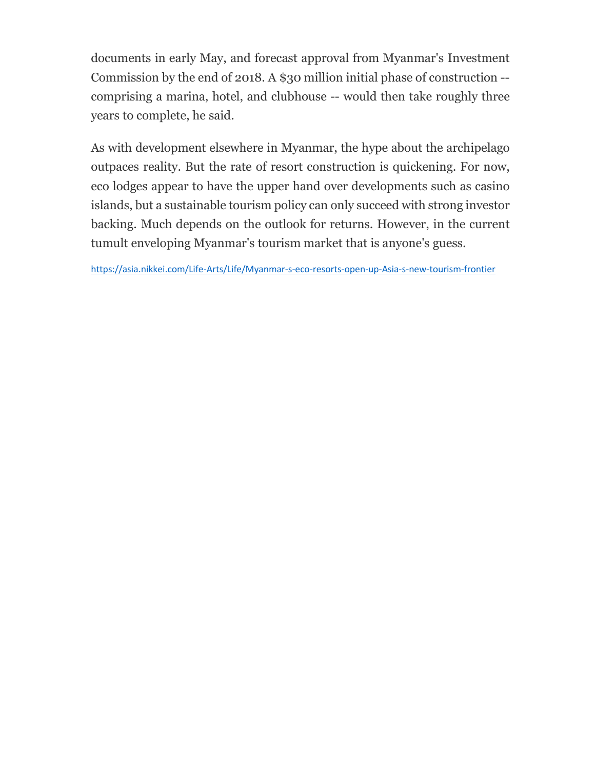documents in early May, and forecast approval from Myanmar's Investment Commission by the end of 2018. A $30 million initial phase of construction -- comprising a marina, hotel, and clubhouse -- would then take roughly three years to complete, he said.

As with development elsewhere in Myanmar, the hype about the archipelago outpaces reality. But the rate of resort construction is quickening. For now, eco lodges appear to have the upper hand over developments such as casino islands, but a sustainable tourism policy can only succeed with strong investor backing. Much depends on the outlook for returns. However, in the current tumult enveloping Myanmar's tourism market that is anyone's guess.

https://asia.nikkei.com/Life-Arts/Life/Myanmar-s-eco-resorts-open-up-Asia-s-new-tourism-frontier